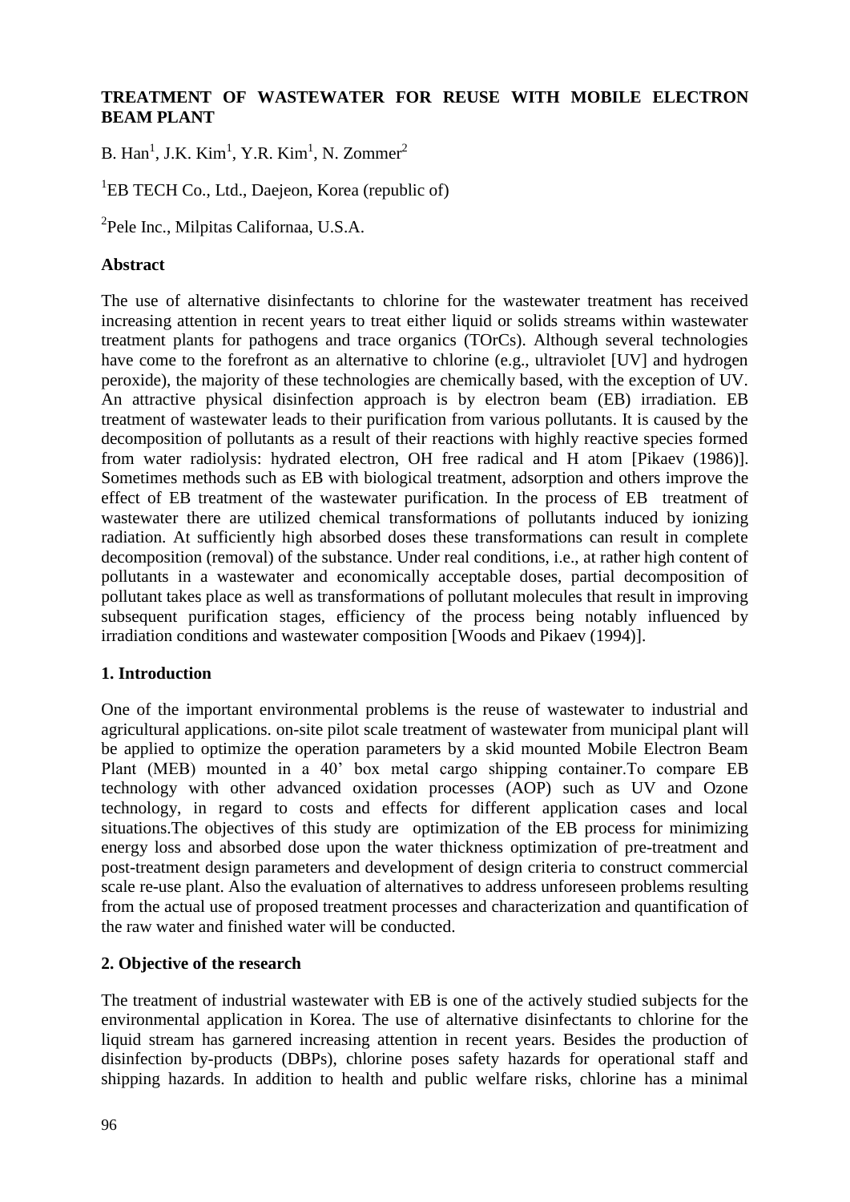**TREATMENT OF WASTEWATER FOR REUSE WITH MOBILE ELECTRON BEAM PLANT**

B. Han[1], J.K. Kim[1], Y.R. Kim[1], N. Zommer[2]

[1]EB TECH Co., Ltd., Daejeon, Korea (republic of)

[2]Pele Inc., Milpitas Californaa, U.S.A.

**Abstract**

The use of alternative disinfectants to chlorine for the wastewater treatment has received increasing attention in recent years to treat either liquid or solids streams within wastewater treatment plants for pathogens and trace organics (TOrCs). Although several technologies have come to the forefront as an alternative to chlorine (e.g., ultraviolet [UV] and hydrogen peroxide), the majority of these technologies are chemically based, with the exception of UV. An attractive physical disinfection approach is by electron beam (EB) irradiation. EB treatment of wastewater leads to their purification from various pollutants. It is caused by the decomposition of pollutants as a result of their reactions with highly reactive species formed from water radiolysis: hydrated electron, OH free radical and H atom [Pikaev (1986)]. Sometimes methods such as EB with biological treatment, adsorption and others improve the effect of EB treatment of the wastewater purification. In the process of EB treatment of wastewater there are utilized chemical transformations of pollutants induced by ionizing radiation. At sufficiently high absorbed doses these transformations can result in complete decomposition (removal) of the substance. Under real conditions, i.e., at rather high content of pollutants in a wastewater and economically acceptable doses, partial decomposition of pollutant takes place as well as transformations of pollutant molecules that result in improving subsequent purification stages, efficiency of the process being notably influenced by irradiation conditions and wastewater composition [Woods and Pikaev (1994)].

**1. Introduction**

One of the important environmental problems is the reuse of wastewater to industrial and agricultural applications. on-site pilot scale treatment of wastewater from municipal plant will be applied to optimize the operation parameters by a skid mounted Mobile Electron Beam Plant (MEB) mounted in a 40' box metal cargo shipping container.To compare EB technology with other advanced oxidation processes (AOP) such as UV and Ozone technology, in regard to costs and effects for different application cases and local situations.The objectives of this study are optimization of the EB process for minimizing energy loss and absorbed dose upon the water thickness optimization of pre-treatment and post-treatment design parameters and development of design criteria to construct commercial scale re-use plant. Also the evaluation of alternatives to address unforeseen problems resulting from the actual use of proposed treatment processes and characterization and quantification of the raw water and finished water will be conducted.

**2. Objective of the research**

The treatment of industrial wastewater with EB is one of the actively studied subjects for the environmental application in Korea. The use of alternative disinfectants to chlorine for the liquid stream has garnered increasing attention in recent years. Besides the production of disinfection by-products (DBPs), chlorine poses safety hazards for operational staff and shipping hazards. In addition to health and public welfare risks, chlorine has a minimal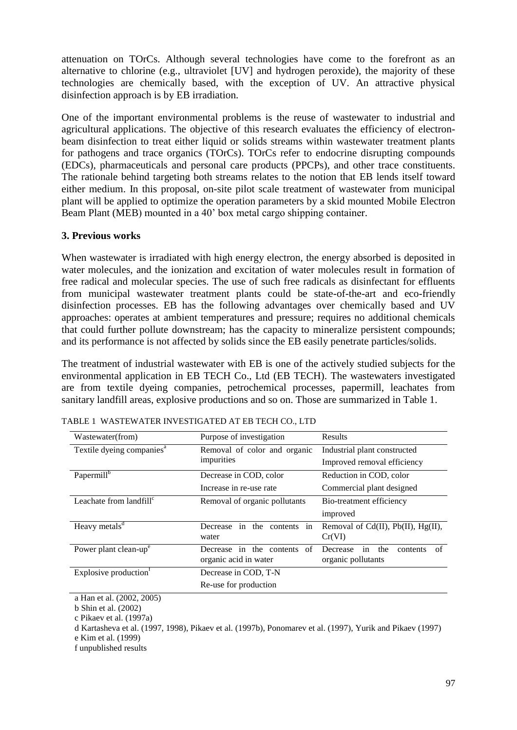attenuation on TOrCs. Although several technologies have come to the forefront as an alternative to chlorine (e.g., ultraviolet [UV] and hydrogen peroxide), the majority of these technologies are chemically based, with the exception of UV. An attractive physical disinfection approach is by EB irradiation.

One of the important environmental problems is the reuse of wastewater to industrial and agricultural applications. The objective of this research evaluates the efficiency of electron-beam disinfection to treat either liquid or solids streams within wastewater treatment plants for pathogens and trace organics (TOrCs). TOrCs refer to endocrine disrupting compounds (EDCs), pharmaceuticals and personal care products (PPCPs), and other trace constituents. The rationale behind targeting both streams relates to the notion that EB lends itself toward either medium. In this proposal, on-site pilot scale treatment of wastewater from municipal plant will be applied to optimize the operation parameters by a skid mounted Mobile Electron Beam Plant (MEB) mounted in a 40' box metal cargo shipping container.

## 3. Previous works

When wastewater is irradiated with high energy electron, the energy absorbed is deposited in water molecules, and the ionization and excitation of water molecules result in formation of free radical and molecular species. The use of such free radicals as disinfectant for effluents from municipal wastewater treatment plants could be state-of-the-art and eco-friendly disinfection processes. EB has the following advantages over chemically based and UV approaches: operates at ambient temperatures and pressure; requires no additional chemicals that could further pollute downstream; has the capacity to mineralize persistent compounds; and its performance is not affected by solids since the EB easily penetrate particles/solids.

The treatment of industrial wastewater with EB is one of the actively studied subjects for the environmental application in EB TECH Co., Ltd (EB TECH). The wastewaters investigated are from textile dyeing companies, petrochemical processes, papermill, leachates from sanitary landfill areas, explosive productions and so on. Those are summarized in Table 1.

TABLE 1 WASTEWATER INVESTIGATED AT EB TECH CO., LTD

| Wastewater(from) | Purpose of investigation | Results |
|---|---|---|
| Textile dyeing companies[a] | Removal of color and organic impurities | Industrial plant constructed<br>Improved removal efficiency |
| Papermill[b] | Decrease in COD, color<br>Increase in re-use rate | Reduction in COD, color<br>Commercial plant designed |
| Leachate from landfill[c] | Removal of organic pollutants | Bio-treatment efficiency improved |
| Heavy metals[d] | Decrease in the contents in water | Removal of Cd(II), Pb(II), Hg(II), Cr(VI) |
| Power plant clean-up[e] | Decrease in the contents of organic acid in water | Decrease in the contents of organic pollutants |
| Explosive production[f] | Decrease in COD, T-N<br>Re-use for production | |

a Han et al. (2002, 2005)
b Shin et al. (2002)
c Pikaev et al. (1997a)
d Kartasheva et al. (1997, 1998), Pikaev et al. (1997b), Ponomarev et al. (1997), Yurik and Pikaev (1997)
e Kim et al. (1999)
f unpublished results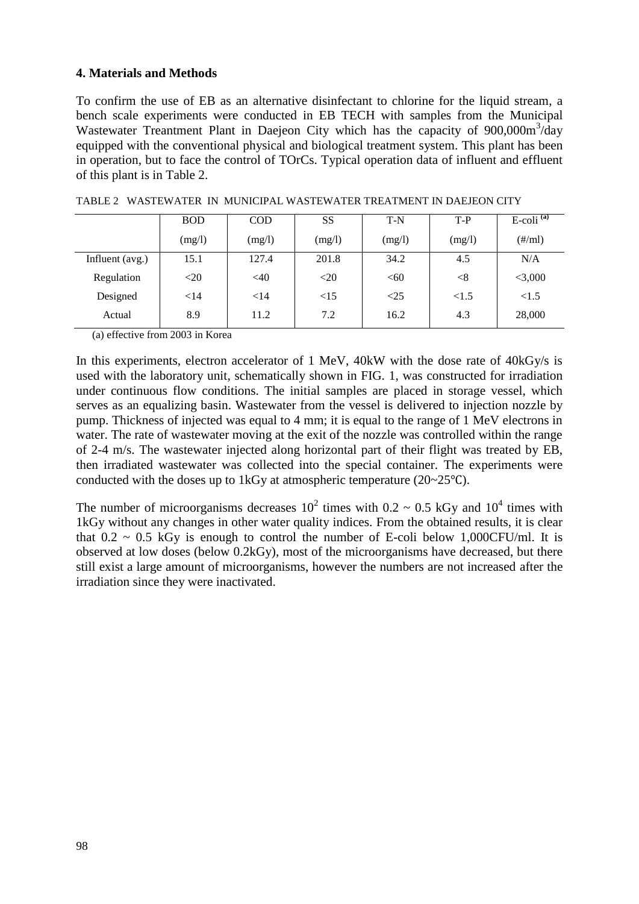## 4. Materials and Methods

To confirm the use of EB as an alternative disinfectant to chlorine for the liquid stream, a bench scale experiments were conducted in EB TECH with samples from the Municipal Wastewater Treantment Plant in Daejeon City which has the capacity of 900,000m$^3$/day equipped with the conventional physical and biological treatment system. This plant has been in operation, but to face the control of TOrCs. Typical operation data of influent and effluent of this plant is in Table 2.

TABLE 2 WASTEWATER IN MUNICIPAL WASTEWATER TREATMENT IN DAEJEON CITY

| | BOD (mg/l) | COD (mg/l) | SS (mg/l) | T-N (mg/l) | T-P (mg/l) | E-coli [(a)] (#/ml) |
|---|---|---|---|---|---|---|
| Influent (avg.) | 15.1 | 127.4 | 201.8 | 34.2 | 4.5 | N/A |
| Regulation | <20 | <40 | <20 | <60 | <8 | <3,000 |
| Designed | <14 | <14 | <15 | <25 | <1.5 | <1.5 |
| Actual | 8.9 | 11.2 | 7.2 | 16.2 | 4.3 | 28,000 |

(a) effective from 2003 in Korea

In this experiments, electron accelerator of 1 MeV, 40kW with the dose rate of 40kGy/s is used with the laboratory unit, schematically shown in FIG. 1, was constructed for irradiation under continuous flow conditions. The initial samples are placed in storage vessel, which serves as an equalizing basin. Wastewater from the vessel is delivered to injection nozzle by pump. Thickness of injected was equal to 4 mm; it is equal to the range of 1 MeV electrons in water. The rate of wastewater moving at the exit of the nozzle was controlled within the range of 2-4 m/s. The wastewater injected along horizontal part of their flight was treated by EB, then irradiated wastewater was collected into the special container. The experiments were conducted with the doses up to 1kGy at atmospheric temperature (20~25℃).

The number of microorganisms decreases $10^2$ times with 0.2 ~ 0.5 kGy and $10^4$ times with 1kGy without any changes in other water quality indices. From the obtained results, it is clear that 0.2 ~ 0.5 kGy is enough to control the number of E-coli below 1,000CFU/ml. It is observed at low doses (below 0.2kGy), most of the microorganisms have decreased, but there still exist a large amount of microorganisms, however the numbers are not increased after the irradiation since they were inactivated.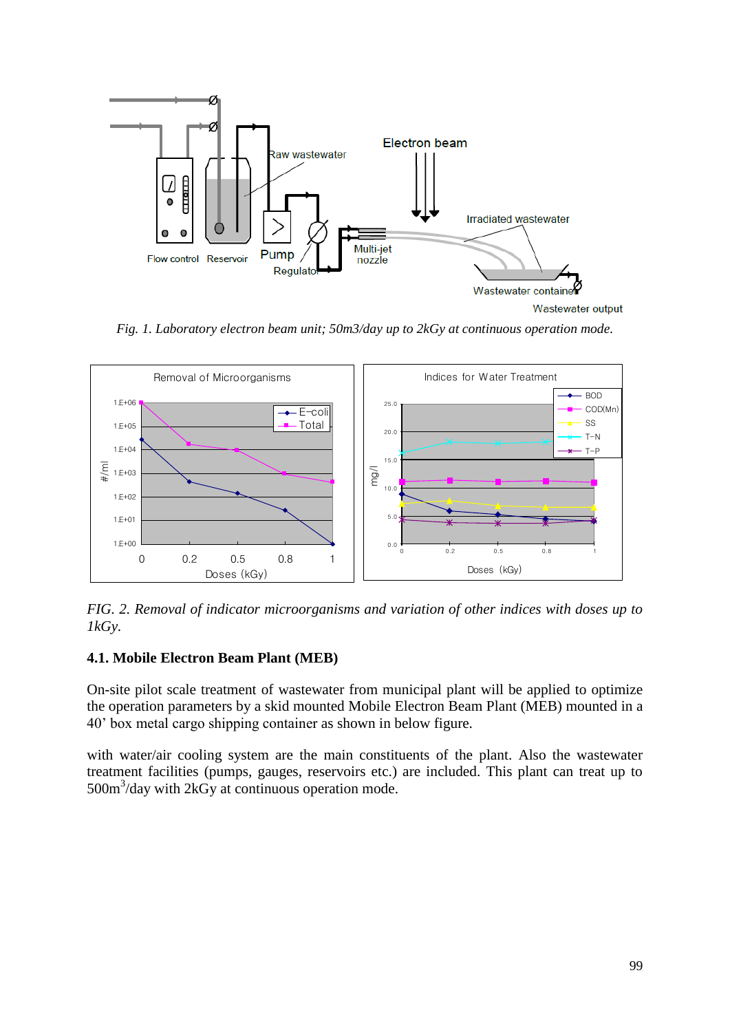*Fig. 1. Laboratory electron beam unit; 50m3/day up to 2kGy at continuous operation mode.*

*FIG. 2. Removal of indicator microorganisms and variation of other indices with doses up to 1kGy.*

### 4.1. Mobile Electron Beam Plant (MEB)

On-site pilot scale treatment of wastewater from municipal plant will be applied to optimize the operation parameters by a skid mounted Mobile Electron Beam Plant (MEB) mounted in a 40' box metal cargo shipping container as shown in below figure.

with water/air cooling system are the main constituents of the plant. Also the wastewater treatment facilities (pumps, gauges, reservoirs etc.) are included. This plant can treat up to $500m^3$/day with 2kGy at continuous operation mode.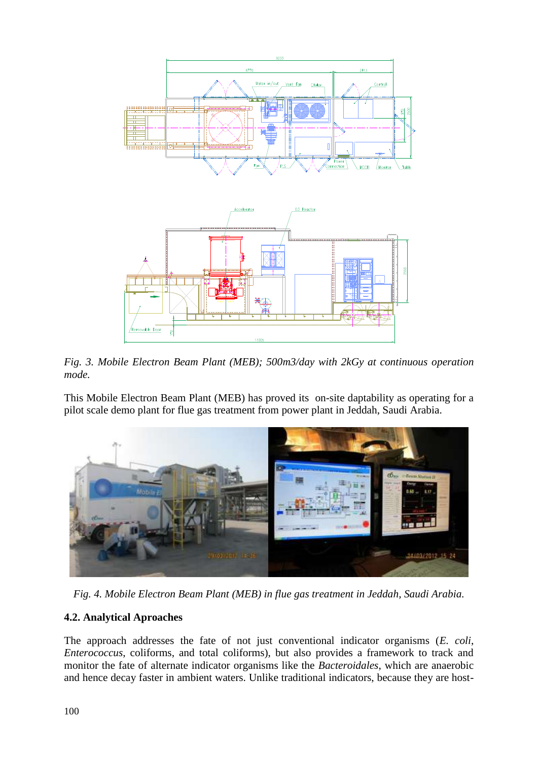*Fig. 3. Mobile Electron Beam Plant (MEB); 500m3/day with 2kGy at continuous operation mode.*

This Mobile Electron Beam Plant (MEB) has proved its on-site daptability as operating for a pilot scale demo plant for flue gas treatment from power plant in Jeddah, Saudi Arabia.

*Fig. 4. Mobile Electron Beam Plant (MEB) in flue gas treatment in Jeddah, Saudi Arabia.*

### 4.2. Analytical Aproaches

The approach addresses the fate of not just conventional indicator organisms (*E. coli*, *Enterococcus*, coliforms, and total coliforms), but also provides a framework to track and monitor the fate of alternate indicator organisms like the *Bacteroidales*, which are anaerobic and hence decay faster in ambient waters. Unlike traditional indicators, because they are host-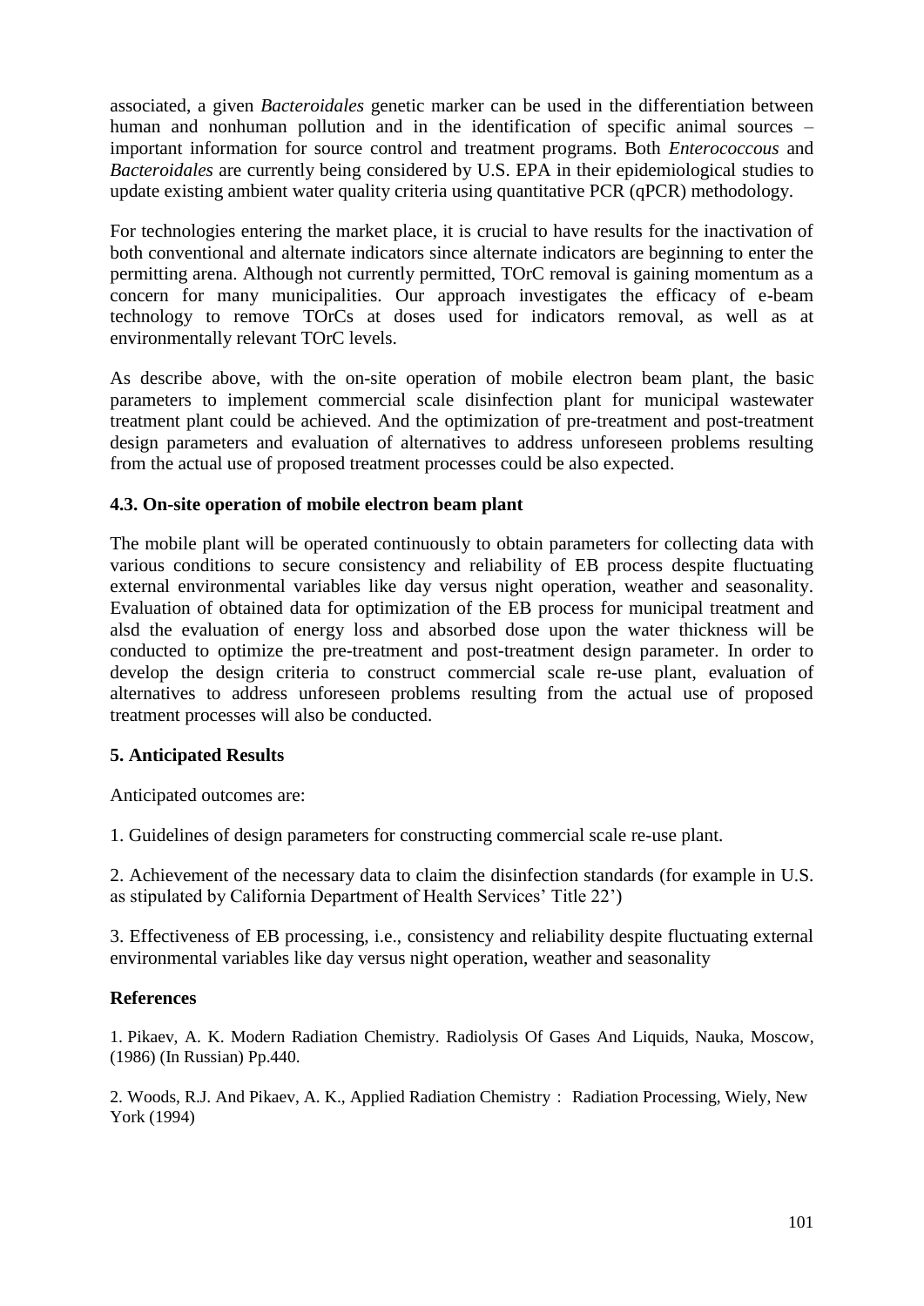associated, a given *Bacteroidales* genetic marker can be used in the differentiation between human and nonhuman pollution and in the identification of specific animal sources – important information for source control and treatment programs. Both *Enterococcous* and *Bacteroidales* are currently being considered by U.S. EPA in their epidemiological studies to update existing ambient water quality criteria using quantitative PCR (qPCR) methodology.

For technologies entering the market place, it is crucial to have results for the inactivation of both conventional and alternate indicators since alternate indicators are beginning to enter the permitting arena. Although not currently permitted, TOrC removal is gaining momentum as a concern for many municipalities. Our approach investigates the efficacy of e-beam technology to remove TOrCs at doses used for indicators removal, as well as at environmentally relevant TOrC levels.

As describe above, with the on-site operation of mobile electron beam plant, the basic parameters to implement commercial scale disinfection plant for municipal wastewater treatment plant could be achieved. And the optimization of pre-treatment and post-treatment design parameters and evaluation of alternatives to address unforeseen problems resulting from the actual use of proposed treatment processes could be also expected.

### 4.3. On-site operation of mobile electron beam plant

The mobile plant will be operated continuously to obtain parameters for collecting data with various conditions to secure consistency and reliability of EB process despite fluctuating external environmental variables like day versus night operation, weather and seasonality. Evaluation of obtained data for optimization of the EB process for municipal treatment and alsd the evaluation of energy loss and absorbed dose upon the water thickness will be conducted to optimize the pre-treatment and post-treatment design parameter. In order to develop the design criteria to construct commercial scale re-use plant, evaluation of alternatives to address unforeseen problems resulting from the actual use of proposed treatment processes will also be conducted.

## 5. Anticipated Results

Anticipated outcomes are:

1. Guidelines of design parameters for constructing commercial scale re-use plant.

2. Achievement of the necessary data to claim the disinfection standards (for example in U.S. as stipulated by California Department of Health Services' Title 22')

3. Effectiveness of EB processing, i.e., consistency and reliability despite fluctuating external environmental variables like day versus night operation, weather and seasonality

## References

1. Pikaev, A. K. Modern Radiation Chemistry. Radiolysis Of Gases And Liquids, Nauka, Moscow, (1986) (In Russian) Pp.440.

2. Woods, R.J. And Pikaev, A. K., Applied Radiation Chemistry： Radiation Processing, Wiely, New York (1994)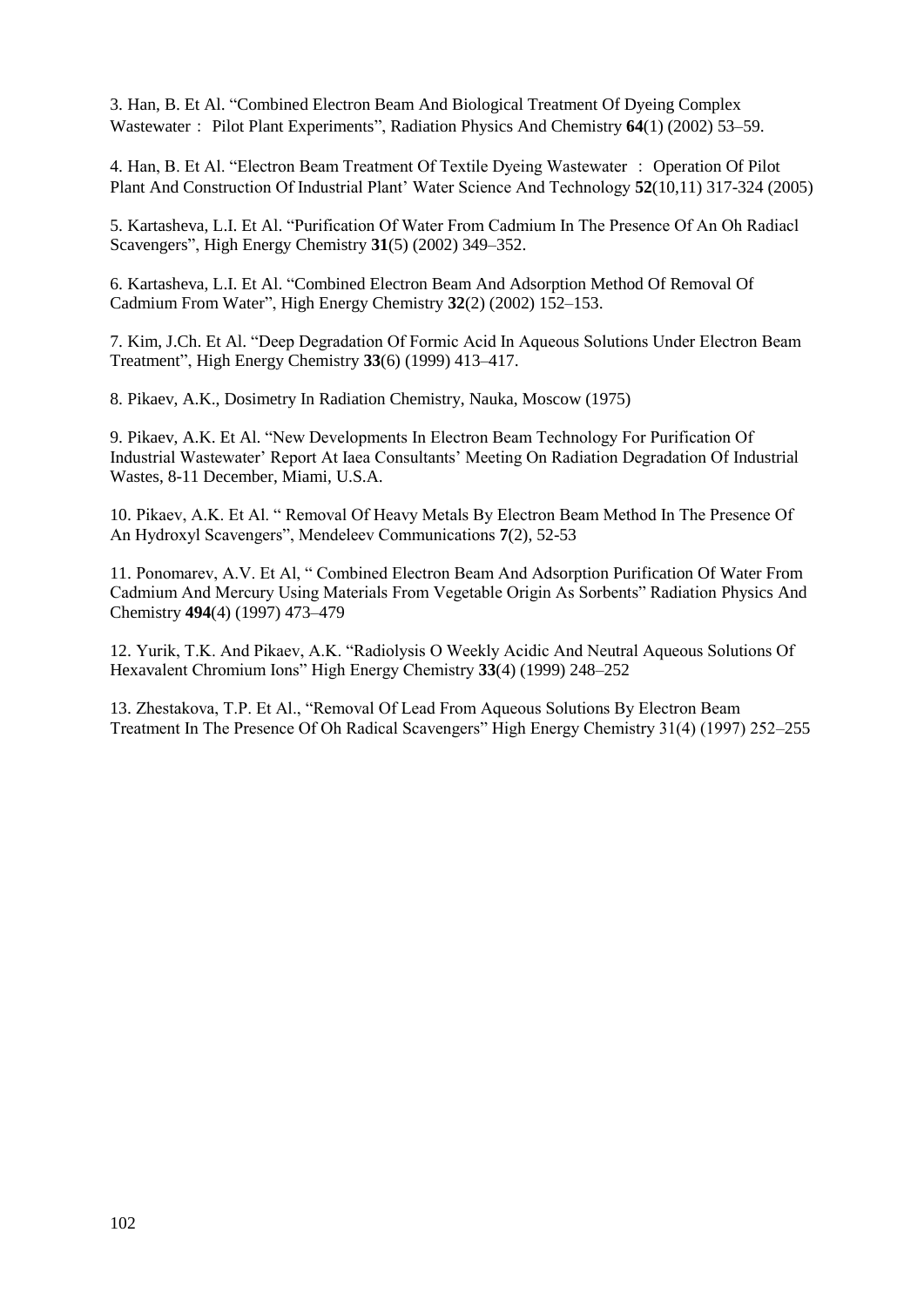3. Han, B. Et Al. “Combined Electron Beam And Biological Treatment Of Dyeing Complex Wastewater： Pilot Plant Experiments”, Radiation Physics And Chemistry **64**(1) (2002) 53–59.

4. Han, B. Et Al. “Electron Beam Treatment Of Textile Dyeing Wastewater ： Operation Of Pilot Plant And Construction Of Industrial Plant’ Water Science And Technology **52**(10,11) 317-324 (2005)

5. Kartasheva, L.I. Et Al. “Purification Of Water From Cadmium In The Presence Of An Oh Radiacl Scavengers”, High Energy Chemistry **31**(5) (2002) 349–352.

6. Kartasheva, L.I. Et Al. “Combined Electron Beam And Adsorption Method Of Removal Of Cadmium From Water”, High Energy Chemistry **32**(2) (2002) 152–153.

7. Kim, J.Ch. Et Al. “Deep Degradation Of Formic Acid In Aqueous Solutions Under Electron Beam Treatment”, High Energy Chemistry **33**(6) (1999) 413–417.

8. Pikaev, A.K., Dosimetry In Radiation Chemistry, Nauka, Moscow (1975)

9. Pikaev, A.K. Et Al. “New Developments In Electron Beam Technology For Purification Of Industrial Wastewater’ Report At Iaea Consultants’ Meeting On Radiation Degradation Of Industrial Wastes, 8-11 December, Miami, U.S.A.

10. Pikaev, A.K. Et Al. “ Removal Of Heavy Metals By Electron Beam Method In The Presence Of An Hydroxyl Scavengers”, Mendeleev Communications **7**(2), 52-53

11. Ponomarev, A.V. Et Al, “ Combined Electron Beam And Adsorption Purification Of Water From Cadmium And Mercury Using Materials From Vegetable Origin As Sorbents” Radiation Physics And Chemistry **494**(4) (1997) 473–479

12. Yurik, T.K. And Pikaev, A.K. “Radiolysis O Weekly Acidic And Neutral Aqueous Solutions Of Hexavalent Chromium Ions” High Energy Chemistry **33**(4) (1999) 248–252

13. Zhestakova, T.P. Et Al., “Removal Of Lead From Aqueous Solutions By Electron Beam Treatment In The Presence Of Oh Radical Scavengers” High Energy Chemistry 31(4) (1997) 252–255